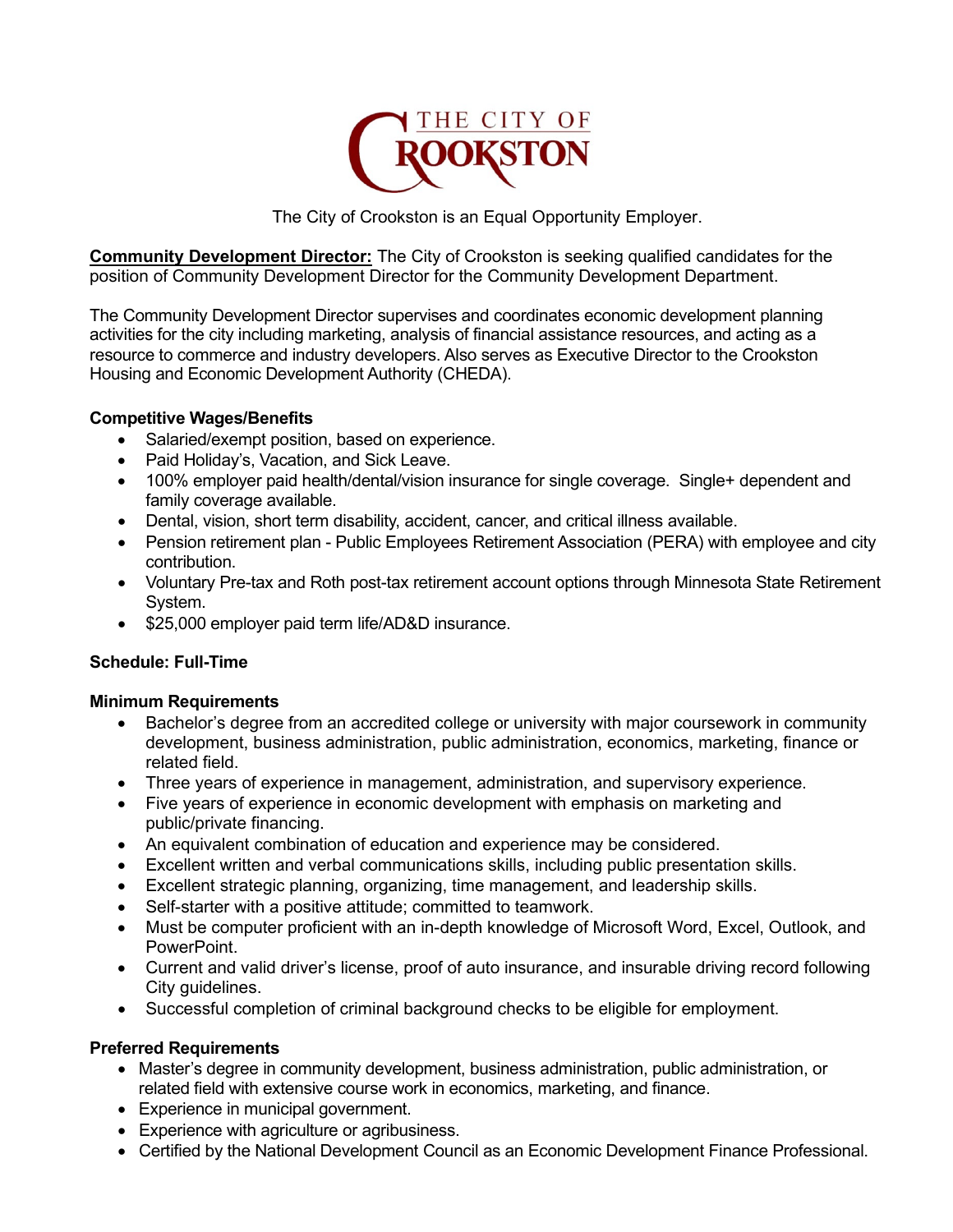THE CITY OF CROOKSTON

The City of Crookston is an Equal Opportunity Employer.

**Community Development Director:** The City of Crookston is seeking qualified candidates for the position of Community Development Director for the Community Development Department.

The Community Development Director supervises and coordinates economic development planning activities for the city including marketing, analysis of financial assistance resources, and acting as a resource to commerce and industry developers. Also serves as Executive Director to the Crookston Housing and Economic Development Authority (CHEDA).

**Competitive Wages/Benefits**

- Salaried/exempt position, based on experience.
- Paid Holiday's, Vacation, and Sick Leave.
- 100% employer paid health/dental/vision insurance for single coverage. Single+ dependent and family coverage available.
- Dental, vision, short term disability, accident, cancer, and critical illness available.
- Pension retirement plan - Public Employees Retirement Association (PERA) with employee and city contribution.
- Voluntary Pre-tax and Roth post-tax retirement account options through Minnesota State Retirement System.
- $25,000 employer paid term life/AD&D insurance.

**Schedule: Full-Time**

**Minimum Requirements**

- Bachelor's degree from an accredited college or university with major coursework in community development, business administration, public administration, economics, marketing, finance or related field.
- Three years of experience in management, administration, and supervisory experience.
- Five years of experience in economic development with emphasis on marketing and public/private financing.
- An equivalent combination of education and experience may be considered.
- Excellent written and verbal communications skills, including public presentation skills.
- Excellent strategic planning, organizing, time management, and leadership skills.
- Self-starter with a positive attitude; committed to teamwork.
- Must be computer proficient with an in-depth knowledge of Microsoft Word, Excel, Outlook, and PowerPoint.
- Current and valid driver's license, proof of auto insurance, and insurable driving record following City guidelines.
- Successful completion of criminal background checks to be eligible for employment.

**Preferred Requirements**

- Master's degree in community development, business administration, public administration, or related field with extensive course work in economics, marketing, and finance.
- Experience in municipal government.
- Experience with agriculture or agribusiness.
- Certified by the National Development Council as an Economic Development Finance Professional.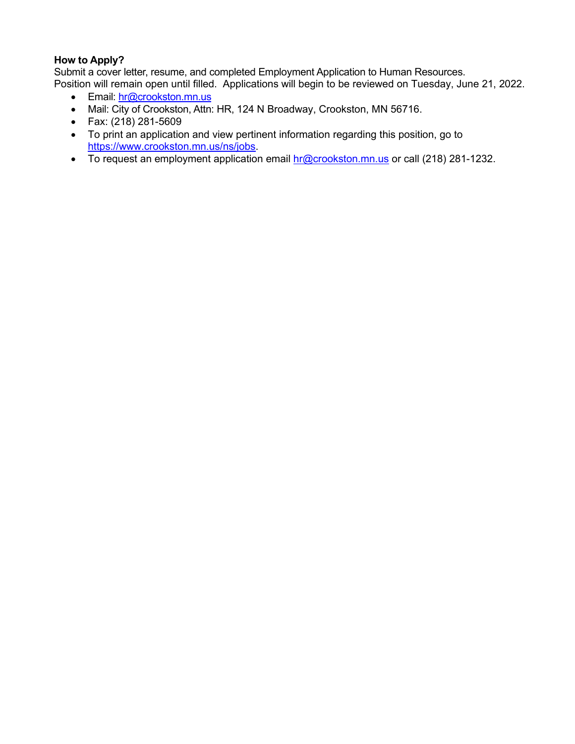**How to Apply?**

Submit a cover letter, resume, and completed Employment Application to Human Resources.
Position will remain open until filled. Applications will begin to be reviewed on Tuesday, June 21, 2022.

- Email: hr@crookston.mn.us
- Mail: City of Crookston, Attn: HR, 124 N Broadway, Crookston, MN 56716.
- Fax: (218) 281-5609
- To print an application and view pertinent information regarding this position, go to https://www.crookston.mn.us/ns/jobs.
- To request an employment application email hr@crookston.mn.us or call (218) 281-1232.